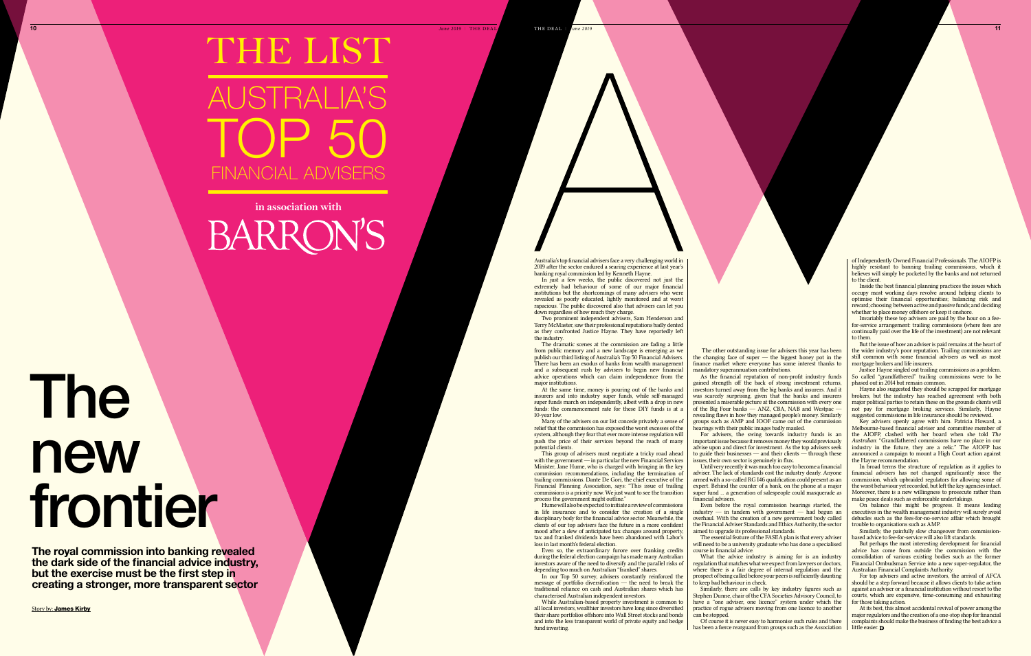# THE LIST

## AUSTRALIA'S TOP 50 FINANCIAL ADVISERS

**in association with**

BARRON'S

# The new frontier

**The royal commission into banking revealed the dark side of the financial advice industry, but the exercise must be the first step in creating a stronger, more transparent sector**

Story by: **James Kirby**

A

Australia's top financial advisers face a very challenging world in 2019 after the sector endured a searing experience at last year's banking royal commission led by Kenneth Hayne.

In just a few weeks, the public discovered not just the extremely bad behaviour of some of our major financial institutions but the shortcomings of many advisers who were revealed as poorly educated, lightly monitored and at worst rapacious. The public discovered also that advisers can let you down regardless of how much they charge.

Two prominent independent advisers, Sam Henderson and Terry McMaster, saw their professional reputations badly dented as they confronted Justice Hayne. They have reportedly left the industry.

The dramatic scenes at the commission are fading a little from public memory and a new landscape is emerging as we publish our third listing of Australia's Top 50 Financial Advisers. There has been an exodus of banks from wealth management and a subsequent rush by advisers to begin new financial advice operations which can claim independence from the major institutions.

At the same time, money is pouring out of the banks and insurers and into industry super funds, while self-managed super funds march on independently, albeit with a drop in new funds: the commencement rate for these DIY funds is at a 10-year low.

Many of the advisers on our list concede privately a sense of relief that the commission has exposed the worst excesses of the system, although they fear that ever more intense regulation will push the price of their services beyond the reach of many potential clients.

This group of advisers must negotiate a tricky road ahead with the government — in particular the new Financial Services Minister, Jane Hume, who is charged with bringing in the key commission recommendations, including the termination of trailing commissions. Dante De Gori, the chief executive of the Financial Planning Association, says: "This issue of trailing commissions is a priority now. We just want to see the transition process the government might outline."

Hume will also be expected to initiate a review of commissions in life insurance and to consider the creation of a single disciplinary body for the financial advice sector. Meanwhile, the clients of our top advisers face the future in a more confident mood after a slew of anticipated tax changes around property, tax and franked dividends have been abandoned with Labor's loss in last month's federal election.

Even so, the extraordinary furore over franking credits during the federal election campaign has made many Australian investors aware of the need to diversify and the parallel risks of depending too much on Australian "franked" shares.

In our Top 50 survey, advisers constantly reinforced the message of portfolio diversification — the need to break the traditional reliance on cash and Australian shares which has characterised Australian independent investors.

While Australian-based property investment is common to all local investors, wealthier investors have long since diversified their share portfolios offshore into Wall Street stocks and bonds and into the less transparent world of private equity and hedge fund investing.

The other outstanding issue for advisers this year has been the changing face of super — the biggest honey pot in the finance market where everyone has some interest thanks to mandatory superannuation contributions.

As the financial reputation of non-profit industry funds gained strength off the back of strong investment returns, investors turned away from the big banks and insurers. And it was scarcely surprising, given that the banks and insurers presented a miserable picture at the commission with every one of the Big Four banks — ANZ, CBA, NAB and Westpac — revealing flaws in how they managed people's money. Similarly groups such as AMP and IOOF came out of the commission hearings with their public images badly mauled.

For advisers, the swing towards industry funds is an important issue because it removes money they would previously advise upon and direct for investment. As the top advisers seek to guide their businesses — and their clients — through these issues, their own sector is genuinely in flux.

Until very recently it was much too easy to become a financial adviser. The lack of standards cost the industry dearly. Anyone armed with a so-called RG 146 qualification could present as an expert. Behind the counter of a bank, on the phone at a major super fund … a generation of salespeople could masquerade as financial advisers.

Even before the royal commission hearings started, the industry — in tandem with government — had begun an overhaul. With the creation of a new government body called the Financial Adviser Standards and Ethics Authority, the sector aimed to upgrade its professional standards.

The essential feature of the FASEA plan is that every adviser will need to be a university graduate who has done a specialised course in financial advice.

What the advice industry is aiming for is an industry regulation that matches what we expect from lawyers or doctors, where there is a fair degree of internal regulation and the prospect of being called before your peers is sufficiently daunting to keep bad behaviour in check.

Similarly, there are calls by key industry figures such as Stephen Dunne, chair of the CFA Societies Advisory Council, to have a "one adviser, one licence" system under which the practice of rogue advisers moving from one licence to another can be stopped.

Of course it is never easy to harmonise such rules and there has been a fierce rearguard from groups such as the Association of Independently Owned Financial Professionals. The AIOFP is highly resistant to banning trailing commissions, which it believes will simply be pocketed by the banks and not returned to the client.

Inside the best financial planning practices the issues which occupy most working days revolve around helping clients to optimise their financial opportunities; balancing risk and reward; choosing between active and passive funds; and deciding whether to place money offshore or keep it onshore.

Invariably these top advisers are paid by the hour on a fee-for-service arrangement: trailing commissions (where fees are continually paid over the life of the investment) are not relevant to them.

But the issue of how an adviser is paid remains at the heart of the wider industry's poor reputation. Trailing commissions are still common with some financial advisers as well as most mortgage brokers and life insurers.

Justice Hayne singled out trailing commissions as a problem. So called "grandfathered" trailing commissions were to be phased out in 2014 but remain common.

Hayne also suggested they should be scrapped for mortgage brokers, but the industry has reached agreement with both major political parties to retain these on the grounds clients will not pay for mortgage broking services. Similarly, Hayne suggested commissions in life insurance should be reviewed.

Key advisers openly agree with him. Patricia Howard, a Melbourne-based financial adviser and committee member of the AIOFP, clashed with her board when she told *The Australian*: "Grandfathered commissions have no place in our industry in the future, they are a relic." The AIOFP has announced a campaign to mount a High Court action against the Hayne recommendation.

In broad terms the structure of regulation as it applies to financial advisers has not changed significantly since the commission, which upbraided regulators for allowing some of the worst behaviour yet recorded, but left the key agencies intact. Moreover, there is a new willingness to prosecute rather than make peace deals such as enforceable undertakings.

On balance this might be progress. It means leading executives in the wealth management industry will surely avoid debacles such as the fees-for-no-service affair which brought trouble to organisations such as AMP.

Similarly, the painfully slow changeover from commission-based advice to fee-for-service will also lift standards.

But perhaps the most interesting development for financial advice has come from outside the commission with the consolidation of various existing bodies such as the former Financial Ombudsman Service into a new super-regulator, the Australian Financial Complaints Authority.

For top advisers and active investors, the arrival of AFCA should be a step forward because it allows clients to take action against an adviser or a financial institution without resort to the courts, which are expensive, time-consuming and exhausting for those taking action.

At its best, this almost accidental revival of power among the major regulators and the creation of a one-stop shop for financial complaints should make the business of finding the best advice a little easier. **D**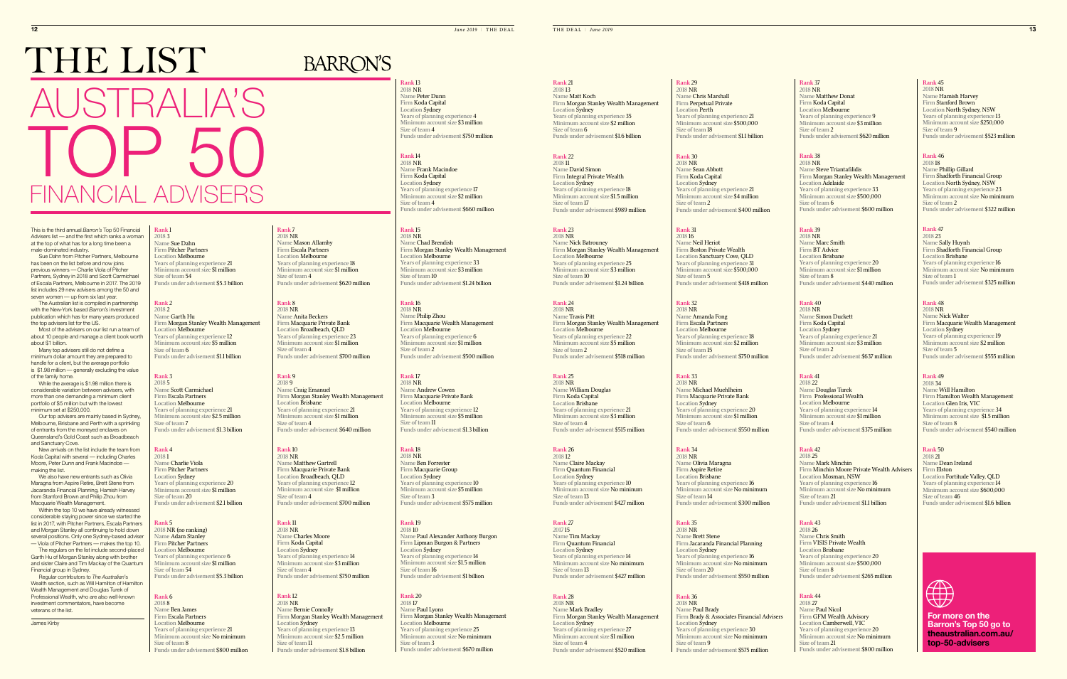# THE LIST

BARRON'S

# AUSTRALIA'S TOP 50 FINANCIAL ADVISERS

This is the third annual *Barron's* Top 50 Financial Advisers list — and the first which ranks a woman at the top of what has for a long time been a male-dominated industry.

Sue Dahn from Pitcher Partners, Melbourne has been on the list before and now joins previous winners — Charlie Viola of Pitcher Partners, Sydney in 2018 and Scott Carmichael of Escala Partners, Melbourne in 2017. The 2019 list includes 29 new advisers among the 50 and seven women — up from six last year.

The Australian list is compiled in partnership with the New-York based *Barron's* investment publication which has for many years produced the top advisers list for the US.

Most of the advisers on our list run a team of about 10 people and manage a client book worth about $1 billion.

Many top advisers still do not define a minimum dollar amount they are prepared to handle for a client, but the average portfolio is $1.98 million — generally excluding the value of the family home.

While the average is $1.98 million there is considerable variation between advisers, with more than one demanding a minimum client portfolio of $5 million but with the lowest minimum set at $250,000.

Our top advisers are mainly based in Sydney, Melbourne, Brisbane and Perth with a sprinkling of entrants from the moneyed enclaves on Queensland's Gold Coast such as Broadbeach and Sanctuary Cove.

New arrivals on the list include the team from Koda Capital with several — including Charles Moore, Peter Dunn and Frank Macindoe — making the list.

We also have new entrants such as Olivia Maragna from Aspire Retire, Brett Stene from Jacaranda Financial Planning, Hamish Harvey from Stanford Brown and Philip Zhou from Macquarie Wealth Management.

Within the top 10 we have already witnessed considerable staying power since we started the list in 2017, with Pitcher Partners, Escala Partners and Morgan Stanley all continuing to hold down several positions. Only one Sydney-based adviser — Viola of Pitcher Partners — makes the top 10.

The regulars on the list include second-placed Garth Hu of Morgan Stanley along with brother and sister Claire and Tim Mackay of the Quantum Financial group in Sydney.

Regular contributors to *The Australian's* Wealth section, such as Will Hamilton of Hamilton Wealth Management and Douglas Turek of Professional Wealth, who are also well-known investment commentators, have become veterans of the list.

James Kirby

| Rank | 2018 | Name | Firm | Location | Years of planning experience | Minimum account size | Size of team | Funds under advisement |
|---|---|---|---|---|---|---|---|---|
| 1 | 3 | Sue Dahn | Pitcher Partners | Melbourne | 21 | $1 million | 54 | $5.3 billion |
| 2 | 2 | Garth Hu | Morgan Stanley Wealth Management | Melbourne | 12 | $5 million | 6 | $1.1 billion |
| 3 | 5 | Scott Carmichael | Escala Partners | Melbourne | 21 | $2.5 million | 7 | $1.3 billion |
| 4 | 1 | Charlie Viola | Pitcher Partners | Sydney | 20 | $1 million | 20 | $2.1 billion |
| 5 | NR (no ranking) | Adam Stanley | Pitcher Partners | Melbourne | 6 | $1 million | 54 | $5.3 billion |
| 6 | 8 | Ben James | Escala Partners | Melbourne | 21 | No minimum | 8 | $800 million |
| 7 | NR | Mason Allamby | Escala Partners | Melbourne | 18 | $1 million | 4 | $620 million |
| 8 | NR | Anita Beckers | Macquarie Private Bank | Broadbeach, QLD | 23 | $1 million | 4 | $700 million |
| 9 | 9 | Craig Emanuel | Morgan Stanley Wealth Management | Brisbane | 21 | $1 million | 4 | $640 million |
| 10 | NR | Matthew Gartrell | Macquarie Private Bank | Broadbeach, QLD | 12 | $1 million | 4 | $700 million |
| 11 | NR | Charles Moore | Koda Capital | Sydney | 14 | $3 million | 4 | $750 million |
| 12 | NR | Bernie Connolly | Morgan Stanley Wealth Management | Sydney | 13 | $2.5 million | 11 | $1.8 billion |
| 13 | NR | Peter Dunn | Koda Capital | Sydney | 4 | $3 million | 4 | $750 million |
| 14 | NR | Frank Macindoe | Koda Capital | Sydney | 17 | $2 million | 4 | $660 million |
| 15 | NR | Chad Brendish | Morgan Stanley Wealth Management | Melbourne | 33 | $3 million | 10 | $1.24 billion |
| 16 | NR | Philip Zhou | Macquarie Wealth Management | Melbourne | 6 | $1 million | 2 | $500 million |
| 17 | NR | Andrew Cowen | Macquarie Private Bank | Melbourne | 12 | $5 million | 11 | $1.3 billion |
| 18 | NR | Ben Forrester | Macquarie Group | Sydney | 10 | $5 million | 3 | $575 million |
| 19 | 10 | Paul Alexander Anthony Burgon | Lipman Burgon & Partners | Sydney | 14 | $1.5 million | 16 | $1 billion |
| 20 | 17 | Paul Lyons | Morgan Stanley Wealth Management | Melbourne | 25 | No minimum | 3 | $670 million |
| 21 | 13 | Matt Koch | Morgan Stanley Wealth Management | Sydney | 35 | $2 million | 6 | $1.6 billion |
| 22 | 11 | David Simon | Integral Private Wealth | Sydney | 18 | $1.5 million | 17 | $989 million |
| 23 | NR | Nick Batrouney | Morgan Stanley Wealth Management | Melbourne | 25 | $3 million | 10 | $1.24 billion |
| 24 | NR | Travis Pitt | Morgan Stanley Wealth Management | Melbourne | 22 | $5 million | 2 | $518 million |
| 25 | NR | William Douglas | Koda Capital | Brisbane | 21 | $3 million | 4 | $515 million |
| 26 | 12 | Claire Mackay | Quantum Financial | Sydney | 10 | No mininum | 13 | $427 million |
| 27 | 2017 15 | Tim Mackay | Quantum Financial | Sydney | 14 | No minimum | 13 | $427 million |
| 28 | NR | Mark Bradley | Morgan Stanley Wealth Management | Sydney | 27 | $1 million | 4 | $520 million |
| 29 | NR | Chris Marshall | Perpetual Private | Perth | 21 | $500,000 | 18 | $1.1 billion |
| 30 | NR | Sean Abbott | Koda Capital | Sydney | 21 | $4 million | 2 | $400 million |
| 31 | 16 | Neil Heriot | Boston Private Wealth | Sanctuary Cove, QLD | 31 | $500,000 | 5 | $418 million |
| 32 | NR | Amanda Fong | Escala Partners | Melbourne | 18 | $2 million | 15 | $750 million |
| 33 | NR | Michael Muehlheim | Macquarie Private Bank | Sydney | 20 | $1 million | 6 | $550 million |
| 34 | NR | Olivia Maragna | Aspire Retire | Brisbane | 16 | No minimum | 14 | $300 million |
| 35 | NR | Brett Stene | Jacaranda Financial Planning | Sydney | 16 | No minimum | 20 | $550 million |
| 36 | NR | Paul Brady | Brady & Associates Financial Advisers | Sydney | 30 | No minimum | 9 | $575 million |
| 37 | NR | Matthew Donat | Koda Capital | Melbourne | 9 | $3 million | 2 | $620 million |
| 38 | NR | Steve Triantafilidis | Morgan Stanley Wealth Management | Adelaide | 33 | $500,000 | 6 | $600 million |
| 39 | NR | Marc Smith | BT Advice | Brisbane | 20 | $1 million | 8 | $440 million |
| 40 | NR | Simon Duckett | Koda Capital | Sydney | 21 | $3 million | 2 | $637 million |
| 41 | 22 | Douglas Turek | Professional Wealth | Melbourne | 14 | $1 million | 4 | $375 million |
| 42 | 25 | Mark Minchin | Minchin Moore Private Wealth Advisers | Mosman, NSW | 16 | No minimum | 21 | $1.1 billion |
| 43 | 26 | Chris Smith | VISIS Private Wealth | Brisbane | 20 | $500,000 | 8 | $265 million |
| 44 | 27 | Paul Nicol | GFM Wealth Advisory | Camberwell, VIC | 20 | No minimum | 21 | $800 million |
| 45 | NR | Hamish Harvey | Stanford Brown | North Sydney, NSW | 13 | $250,000 | 9 | $523 million |
| 46 | 18 | Phillip Gillard | Shadforth Financial Group | North Sydney, NSW | 23 | No minimum | 2 | $322 million |
| 47 | 23 | Sally Huynh | Shadforth Financial Group | Brisbane | 16 | No minimum | 1 | $325 million |
| 48 | NR | Nick Walter | Macquarie Wealth Management | Sydney | 19 | $2 million | 5 | $555 million |
| 49 | 34 | Will Hamilton | Hamilton Wealth Management | Glen Iris, VIC | 34 | $1.5 million | 8 | $540 million |
| 50 | 21 | Dean Ireland | Elston | Fortitude Valley, QLD | 14 | $600,000 | 46 | $1.6 billion |

**For more on the Barron's Top 50 go to theaustralian.com.au/top-50-advisers**